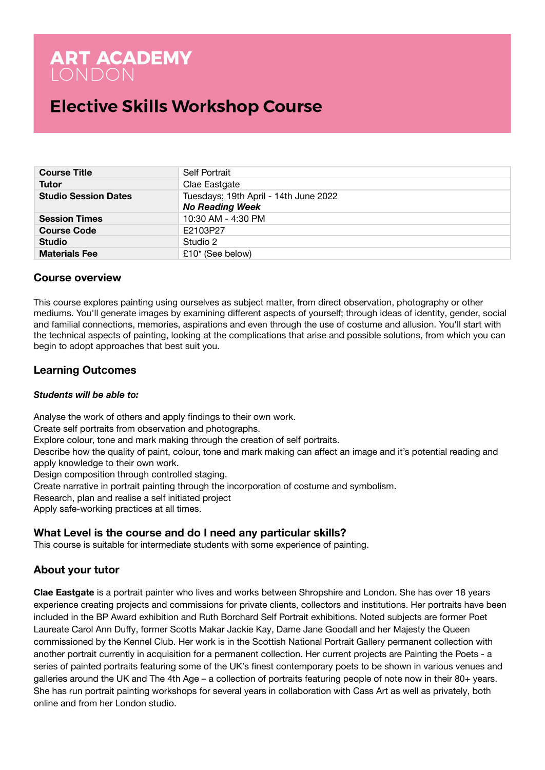# ART ACADEMY LONDON

## Elective Skills Workshop Course

| | |
|---|---|
| **Course Title** | Self Portrait |
| **Tutor** | Clae Eastgate |
| **Studio Session Dates** | Tuesdays; 19th April - 14th June 2022 ***No Reading Week*** |
| **Session Times** | 10:30 AM - 4:30 PM |
| **Course Code** | E2103P27 |
| **Studio** | Studio 2 |
| **Materials Fee** | £10* (See below) |

### Course overview

This course explores painting using ourselves as subject matter, from direct observation, photography or other mediums. You'll generate images by examining different aspects of yourself; through ideas of identity, gender, social and familial connections, memories, aspirations and even through the use of costume and allusion. You'll start with the technical aspects of painting, looking at the complications that arise and possible solutions, from which you can begin to adopt approaches that best suit you.

### Learning Outcomes

***Students will be able to:***

Analyse the work of others and apply findings to their own work.
Create self portraits from observation and photographs.
Explore colour, tone and mark making through the creation of self portraits.
Describe how the quality of paint, colour, tone and mark making can affect an image and it's potential reading and apply knowledge to their own work.
Design composition through controlled staging.
Create narrative in portrait painting through the incorporation of costume and symbolism.
Research, plan and realise a self initiated project
Apply safe-working practices at all times.

### What Level is the course and do I need any particular skills?

This course is suitable for intermediate students with some experience of painting.

### About your tutor

**Clae Eastgate** is a portrait painter who lives and works between Shropshire and London. She has over 18 years experience creating projects and commissions for private clients, collectors and institutions. Her portraits have been included in the BP Award exhibition and Ruth Borchard Self Portrait exhibitions. Noted subjects are former Poet Laureate Carol Ann Duffy, former Scotts Makar Jackie Kay, Dame Jane Goodall and her Majesty the Queen commissioned by the Kennel Club. Her work is in the Scottish National Portrait Gallery permanent collection with another portrait currently in acquisition for a permanent collection. Her current projects are Painting the Poets - a series of painted portraits featuring some of the UK's finest contemporary poets to be shown in various venues and galleries around the UK and The 4th Age – a collection of portraits featuring people of note now in their 80+ years. She has run portrait painting workshops for several years in collaboration with Cass Art as well as privately, both online and from her London studio.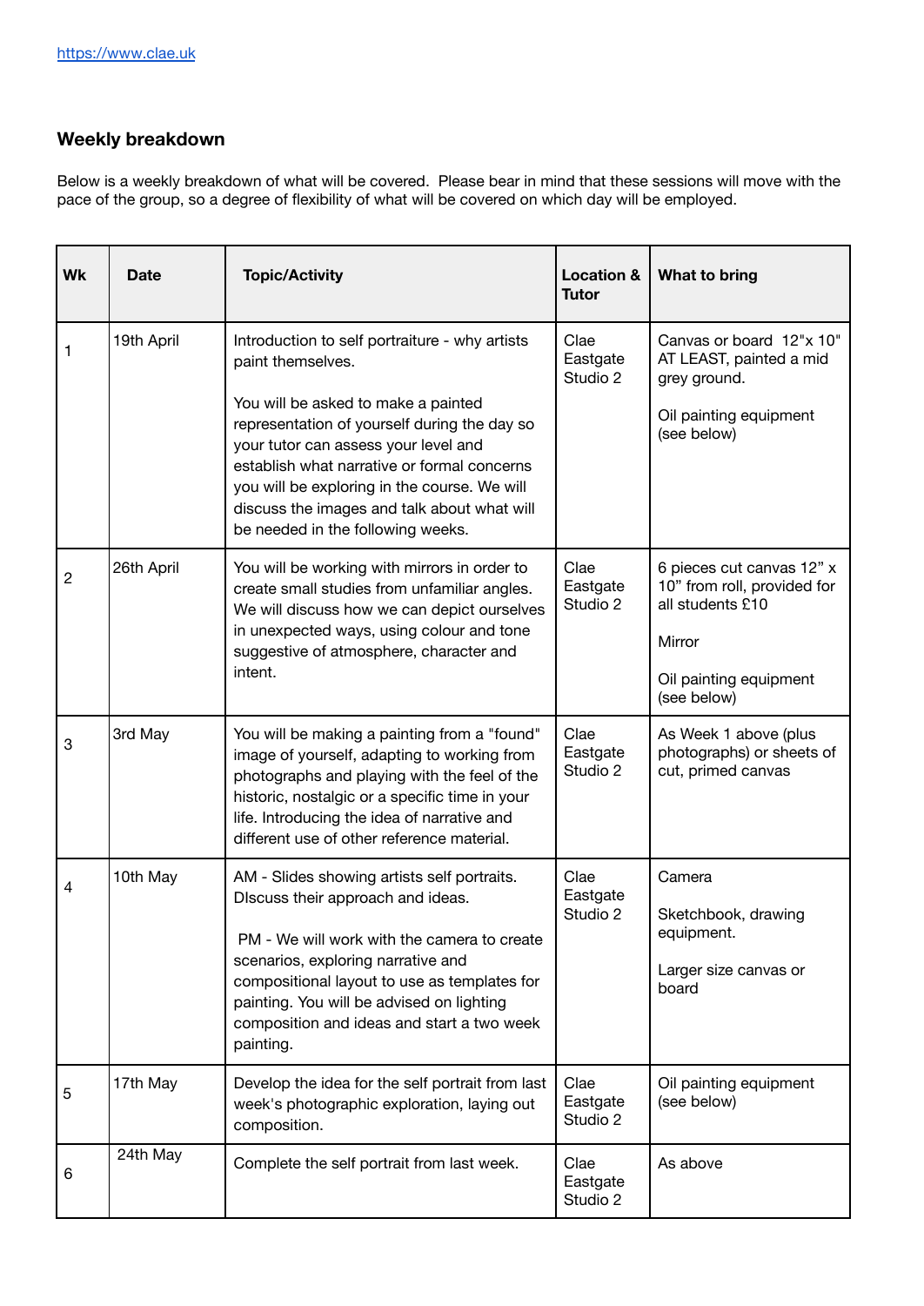https://www.clae.uk

### Weekly breakdown

Below is a weekly breakdown of what will be covered. Please bear in mind that these sessions will move with the pace of the group, so a degree of flexibility of what will be covered on which day will be employed.

| Wk | Date | Topic/Activity | Location & Tutor | What to bring |
|---|---|---|---|---|
| 1 | 19th April | Introduction to self portraiture - why artists paint themselves.<br><br>You will be asked to make a painted representation of yourself during the day so your tutor can assess your level and establish what narrative or formal concerns you will be exploring in the course. We will discuss the images and talk about what will be needed in the following weeks. | Clae Eastgate Studio 2 | Canvas or board 12"x 10" AT LEAST, painted a mid grey ground.<br><br>Oil painting equipment (see below) |
| 2 | 26th April | You will be working with mirrors in order to create small studies from unfamiliar angles. We will discuss how we can depict ourselves in unexpected ways, using colour and tone suggestive of atmosphere, character and intent. | Clae Eastgate Studio 2 | 6 pieces cut canvas 12" x 10" from roll, provided for all students £10<br><br>Mirror<br><br>Oil painting equipment (see below) |
| 3 | 3rd May | You will be making a painting from a "found" image of yourself, adapting to working from photographs and playing with the feel of the historic, nostalgic or a specific time in your life. Introducing the idea of narrative and different use of other reference material. | Clae Eastgate Studio 2 | As Week 1 above (plus photographs) or sheets of cut, primed canvas |
| 4 | 10th May | AM - Slides showing artists self portraits. DIscuss their approach and ideas.<br><br>PM - We will work with the camera to create scenarios, exploring narrative and compositional layout to use as templates for painting. You will be advised on lighting composition and ideas and start a two week painting. | Clae Eastgate Studio 2 | Camera<br><br>Sketchbook, drawing equipment.<br><br>Larger size canvas or board |
| 5 | 17th May | Develop the idea for the self portrait from last week's photographic exploration, laying out composition. | Clae Eastgate Studio 2 | Oil painting equipment (see below) |
| 6 | 24th May | Complete the self portrait from last week. | Clae Eastgate Studio 2 | As above |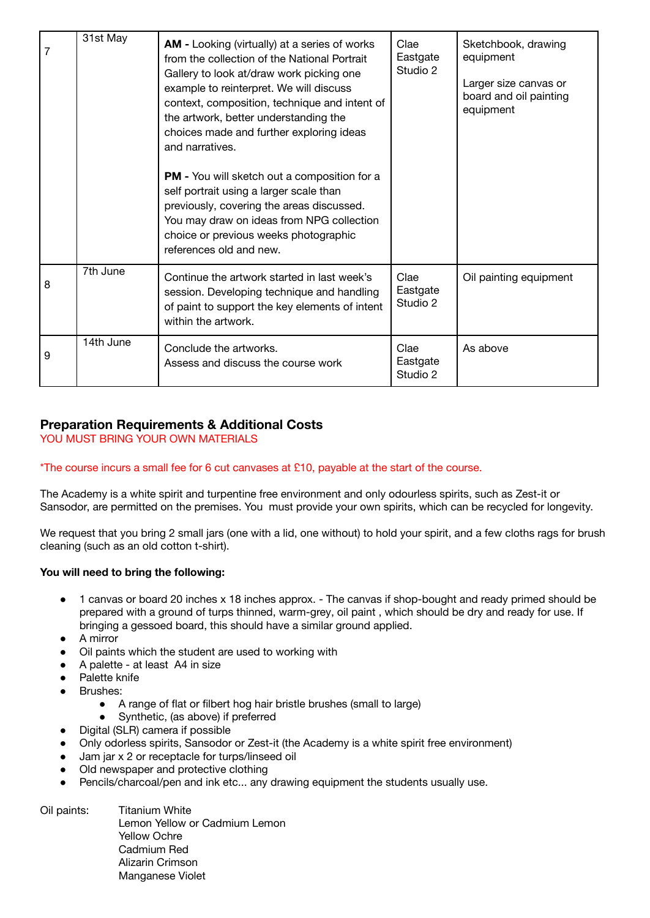| 7 | 31st May | **AM -** Looking (virtually) at a series of works from the collection of the National Portrait Gallery to look at/draw work picking one example to reinterpret. We will discuss context, composition, technique and intent of the artwork, better understanding the choices made and further exploring ideas and narratives.<br><br>**PM -** You will sketch out a composition for a self portrait using a larger scale than previously, covering the areas discussed. You may draw on ideas from NPG collection choice or previous weeks photographic references old and new. | Clae Eastgate Studio 2 | Sketchbook, drawing equipment<br><br>Larger size canvas or board and oil painting equipment |
|---|---|---|---|---|
| 8 | 7th June | Continue the artwork started in last week's session. Developing technique and handling of paint to support the key elements of intent within the artwork. | Clae Eastgate Studio 2 | Oil painting equipment |
| 9 | 14th June | Conclude the artworks.<br>Assess and discuss the course work | Clae Eastgate Studio 2 | As above |

## Preparation Requirements & Additional Costs

YOU MUST BRING YOUR OWN MATERIALS

*The course incurs a small fee for 6 cut canvases at £10, payable at the start of the course.

The Academy is a white spirit and turpentine free environment and only odourless spirits, such as Zest-it or Sansodor, are permitted on the premises. You must provide your own spirits, which can be recycled for longevity.

We request that you bring 2 small jars (one with a lid, one without) to hold your spirit, and a few cloths rags for brush cleaning (such as an old cotton t-shirt).

**You will need to bring the following:**

- 1 canvas or board 20 inches x 18 inches approx. - The canvas if shop-bought and ready primed should be prepared with a ground of turps thinned, warm-grey, oil paint , which should be dry and ready for use. If bringing a gessoed board, this should have a similar ground applied.
- A mirror
- Oil paints which the student are used to working with
- A palette - at least A4 in size
- Palette knife
- Brushes:
  - A range of flat or filbert hog hair bristle brushes (small to large)
  - Synthetic, (as above) if preferred
- Digital (SLR) camera if possible
- Only odorless spirits, Sansodor or Zest-it (the Academy is a white spirit free environment)
- Jam jar x 2 or receptacle for turps/linseed oil
- Old newspaper and protective clothing
- Pencils/charcoal/pen and ink etc... any drawing equipment the students usually use.

Oil paints:
Titanium White
Lemon Yellow or Cadmium Lemon
Yellow Ochre
Cadmium Red
Alizarin Crimson
Manganese Violet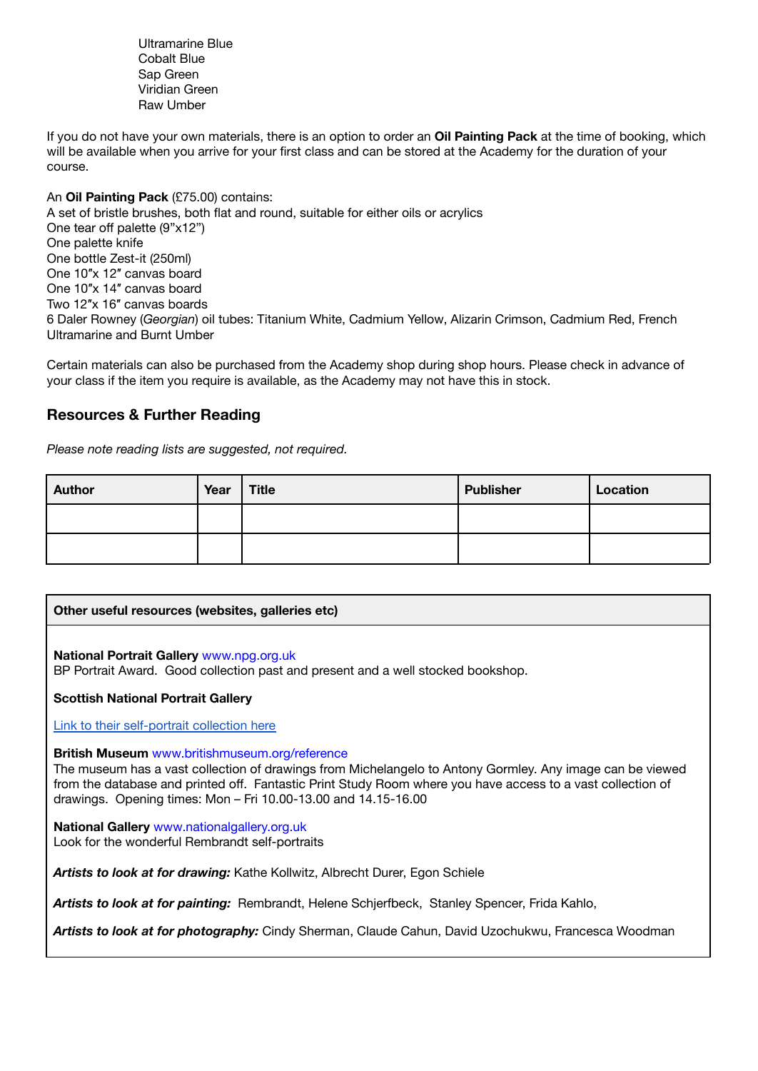Ultramarine Blue
Cobalt Blue
Sap Green
Viridian Green
Raw Umber

If you do not have your own materials, there is an option to order an **Oil Painting Pack** at the time of booking, which will be available when you arrive for your first class and can be stored at the Academy for the duration of your course.

An **Oil Painting Pack** (£75.00) contains:
A set of bristle brushes, both flat and round, suitable for either oils or acrylics
One tear off palette (9"x12")
One palette knife
One bottle Zest-it (250ml)
One 10″x 12″ canvas board
One 10″x 14″ canvas board
Two 12″x 16″ canvas boards
6 Daler Rowney (*Georgian*) oil tubes: Titanium White, Cadmium Yellow, Alizarin Crimson, Cadmium Red, French Ultramarine and Burnt Umber

Certain materials can also be purchased from the Academy shop during shop hours. Please check in advance of your class if the item you require is available, as the Academy may not have this in stock.

## Resources & Further Reading

*Please note reading lists are suggested, not required.*

| Author | Year | Title | Publisher | Location |
|---|---|---|---|---|
| | | | | |
| | | | | |

**Other useful resources (websites, galleries etc)**

**National Portrait Gallery** www.npg.org.uk
BP Portrait Award. Good collection past and present and a well stocked bookshop.

**Scottish National Portrait Gallery**

Link to their self-portrait collection here

**British Museum** www.britishmuseum.org/reference
The museum has a vast collection of drawings from Michelangelo to Antony Gormley. Any image can be viewed from the database and printed off. Fantastic Print Study Room where you have access to a vast collection of drawings. Opening times: Mon – Fri 10.00-13.00 and 14.15-16.00

**National Gallery** www.nationalgallery.org.uk
Look for the wonderful Rembrandt self-portraits

***Artists to look at for drawing:*** Kathe Kollwitz, Albrecht Durer, Egon Schiele

***Artists to look at for painting:*** Rembrandt, Helene Schjerfbeck, Stanley Spencer, Frida Kahlo,

***Artists to look at for photography:*** Cindy Sherman, Claude Cahun, David Uzochukwu, Francesca Woodman